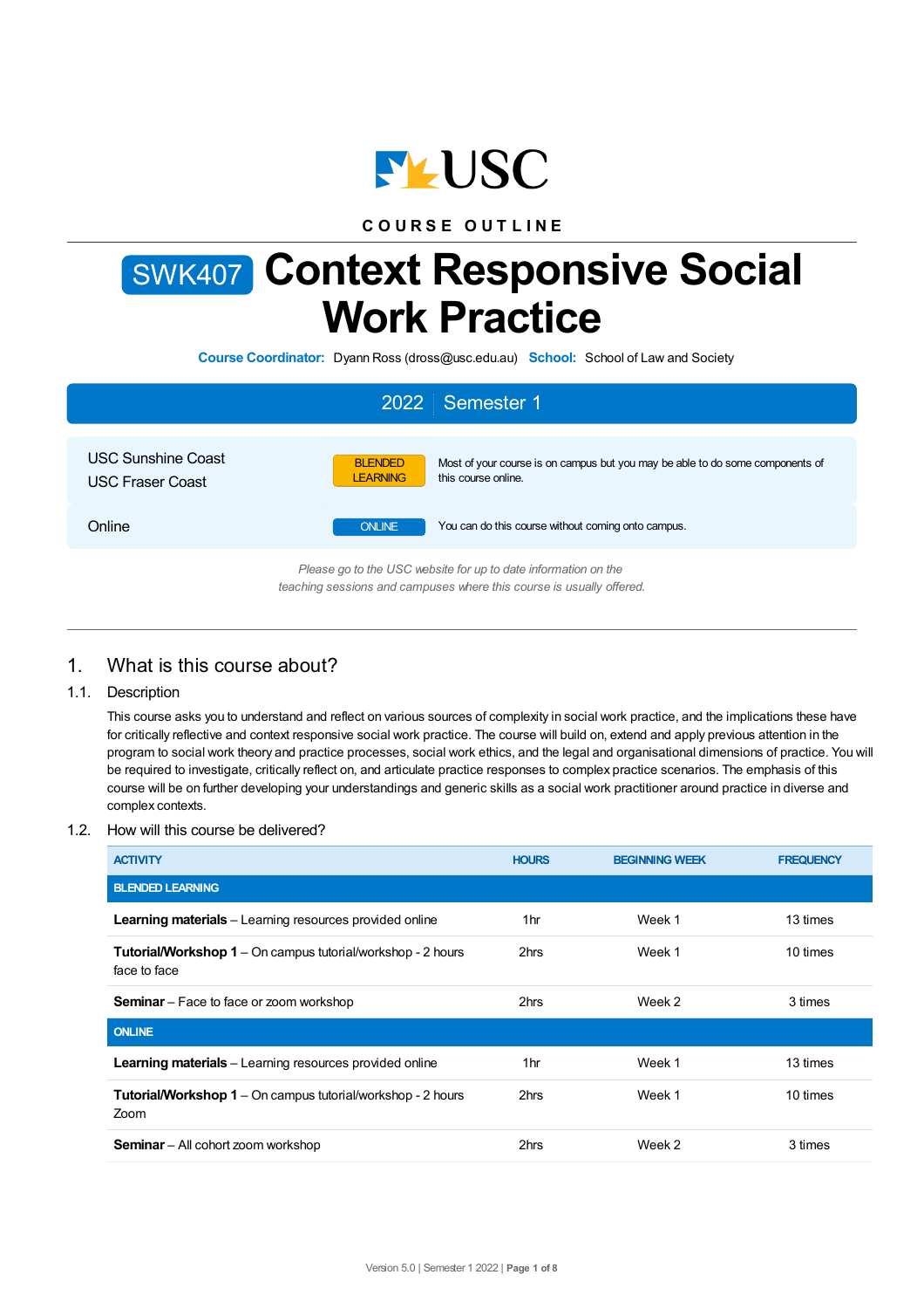USC

COURSE OUTLINE

# SWK407 Context Responsive Social Work Practice

**Course Coordinator:** Dyann Ross (dross@usc.edu.au) **School:** School of Law and Society

## 2022 | Semester 1

| | | |
|---|---|---|
| USC Sunshine Coast<br>USC Fraser Coast | BLENDED LEARNING | Most of your course is on campus but you may be able to do some components of this course online. |
| Online | ONLINE | You can do this course without coming onto campus. |

*Please go to the USC website for up to date information on the teaching sessions and campuses where this course is usually offered.*

## 1. What is this course about?

### 1.1. Description

This course asks you to understand and reflect on various sources of complexity in social work practice, and the implications these have for critically reflective and context responsive social work practice. The course will build on, extend and apply previous attention in the program to social work theory and practice processes, social work ethics, and the legal and organisational dimensions of practice. You will be required to investigate, critically reflect on, and articulate practice responses to complex practice scenarios. The emphasis of this course will be on further developing your understandings and generic skills as a social work practitioner around practice in diverse and complex contexts.

### 1.2. How will this course be delivered?

| ACTIVITY | HOURS | BEGINNING WEEK | FREQUENCY |
|---|---|---|---|
| **BLENDED LEARNING** | | | |
| **Learning materials** – Learning resources provided online | 1hr | Week 1 | 13 times |
| **Tutorial/Workshop 1** – On campus tutorial/workshop - 2 hours face to face | 2hrs | Week 1 | 10 times |
| **Seminar** – Face to face or zoom workshop | 2hrs | Week 2 | 3 times |
| **ONLINE** | | | |
| **Learning materials** – Learning resources provided online | 1hr | Week 1 | 13 times |
| **Tutorial/Workshop 1** – On campus tutorial/workshop - 2 hours Zoom | 2hrs | Week 1 | 10 times |
| **Seminar** – All cohort zoom workshop | 2hrs | Week 2 | 3 times |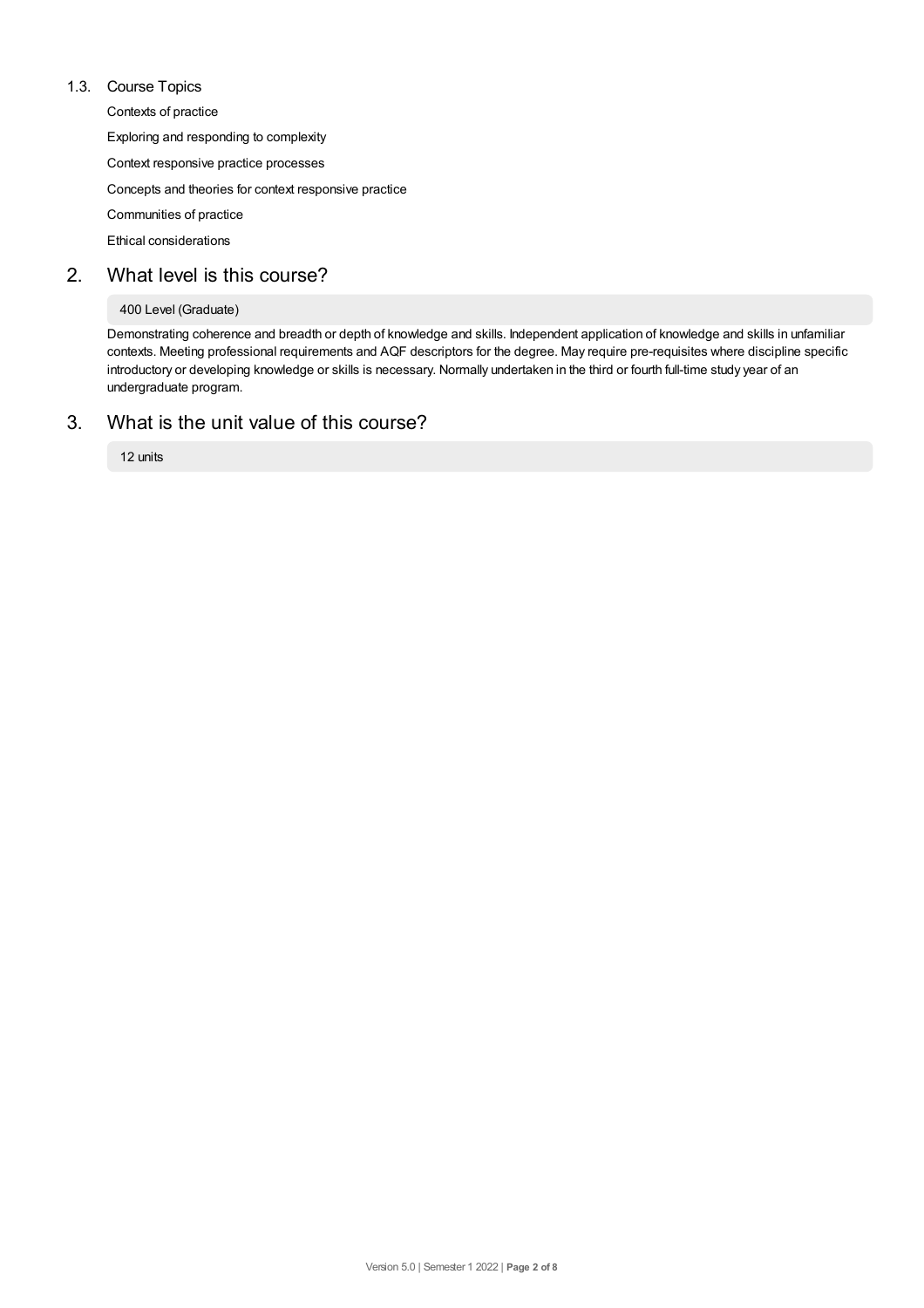### 1.3. Course Topics

Contexts of practice

Exploring and responding to complexity

Context responsive practice processes

Concepts and theories for context responsive practice

Communities of practice

Ethical considerations

## 2. What level is this course?

400 Level (Graduate)

Demonstrating coherence and breadth or depth of knowledge and skills. Independent application of knowledge and skills in unfamiliar contexts. Meeting professional requirements and AQF descriptors for the degree. May require pre-requisites where discipline specific introductory or developing knowledge or skills is necessary. Normally undertaken in the third or fourth full-time study year of an undergraduate program.

## 3. What is the unit value of this course?

12 units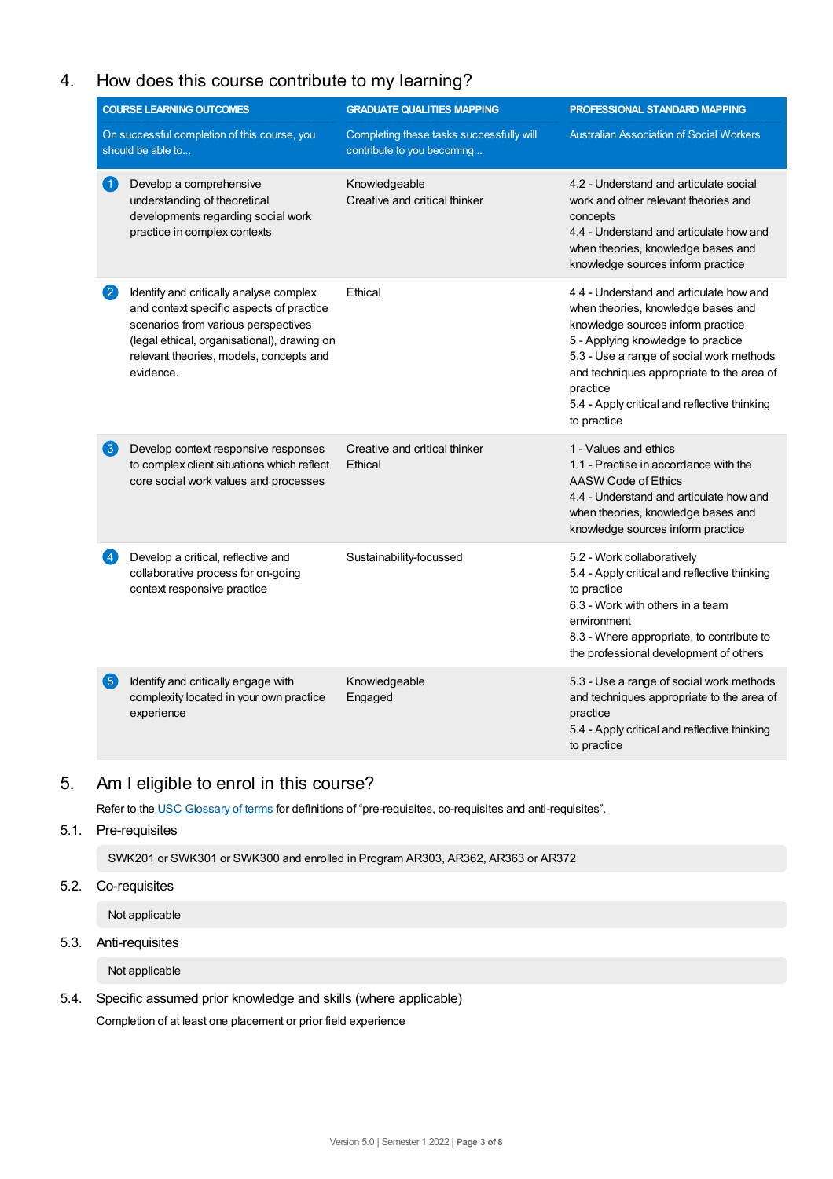## 4. How does this course contribute to my learning?

| COURSE LEARNING OUTCOMES<br>On successful completion of this course, you should be able to... | GRADUATE QUALITIES MAPPING<br>Completing these tasks successfully will contribute to you becoming... | PROFESSIONAL STANDARD MAPPING<br>Australian Association of Social Workers |
|---|---|---|
| 1 Develop a comprehensive understanding of theoretical developments regarding social work practice in complex contexts | Knowledgeable<br>Creative and critical thinker | 4.2 - Understand and articulate social work and other relevant theories and concepts<br>4.4 - Understand and articulate how and when theories, knowledge bases and knowledge sources inform practice |
| 2 Identify and critically analyse complex and context specific aspects of practice scenarios from various perspectives (legal ethical, organisational), drawing on relevant theories, models, concepts and evidence. | Ethical | 4.4 - Understand and articulate how and when theories, knowledge bases and knowledge sources inform practice<br>5 - Applying knowledge to practice<br>5.3 - Use a range of social work methods and techniques appropriate to the area of practice<br>5.4 - Apply critical and reflective thinking to practice |
| 3 Develop context responsive responses to complex client situations which reflect core social work values and processes | Creative and critical thinker<br>Ethical | 1 - Values and ethics<br>1.1 - Practise in accordance with the AASW Code of Ethics<br>4.4 - Understand and articulate how and when theories, knowledge bases and knowledge sources inform practice |
| 4 Develop a critical, reflective and collaborative process for on-going context responsive practice | Sustainability-focussed | 5.2 - Work collaboratively<br>5.4 - Apply critical and reflective thinking to practice<br>6.3 - Work with others in a team environment<br>8.3 - Where appropriate, to contribute to the professional development of others |
| 5 Identify and critically engage with complexity located in your own practice experience | Knowledgeable<br>Engaged | 5.3 - Use a range of social work methods and techniques appropriate to the area of practice<br>5.4 - Apply critical and reflective thinking to practice |

## 5. Am I eligible to enrol in this course?

Refer to the USC Glossary of terms for definitions of "pre-requisites, co-requisites and anti-requisites".

### 5.1. Pre-requisites

SWK201 or SWK301 or SWK300 and enrolled in Program AR303, AR362, AR363 or AR372

### 5.2. Co-requisites

Not applicable

### 5.3. Anti-requisites

Not applicable

### 5.4. Specific assumed prior knowledge and skills (where applicable)

Completion of at least one placement or prior field experience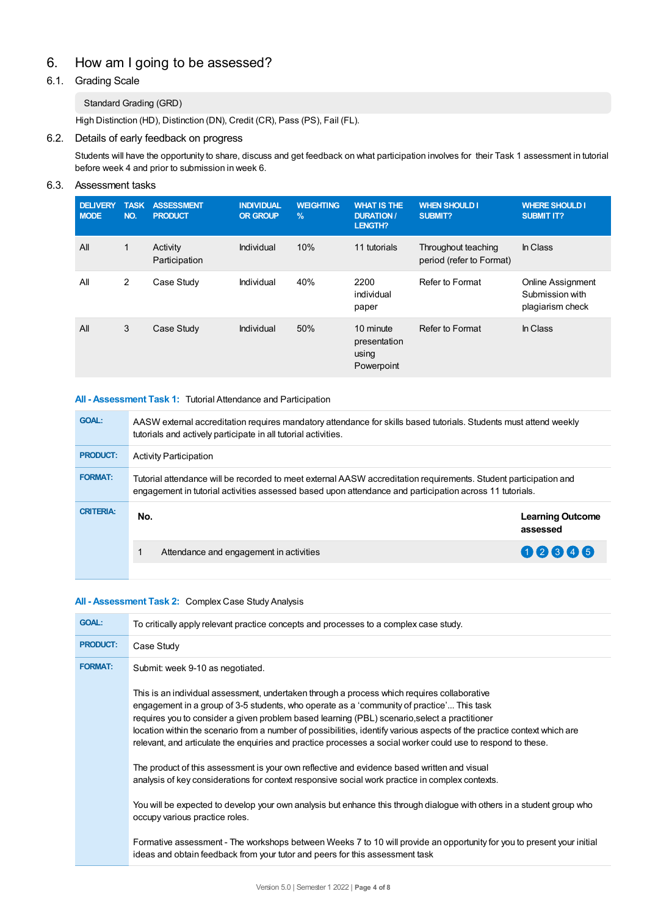# 6. How am I going to be assessed?

## 6.1. Grading Scale

Standard Grading (GRD)

High Distinction (HD), Distinction (DN), Credit (CR), Pass (PS), Fail (FL).

## 6.2. Details of early feedback on progress

Students will have the opportunity to share, discuss and get feedback on what participation involves for their Task 1 assessment in tutorial before week 4 and prior to submission in week 6.

## 6.3. Assessment tasks

| DELIVERY MODE | TASK NO. | ASSESSMENT PRODUCT | INDIVIDUAL OR GROUP | WEIGHTING % | WHAT IS THE DURATION / LENGTH? | WHEN SHOULD I SUBMIT? | WHERE SHOULD I SUBMIT IT? |
|---|---|---|---|---|---|---|---|
| All | 1 | Activity Participation | Individual | 10% | 11 tutorials | Throughout teaching period (refer to Format) | In Class |
| All | 2 | Case Study | Individual | 40% | 2200 individual paper | Refer to Format | Online Assignment Submission with plagiarism check |
| All | 3 | Case Study | Individual | 50% | 10 minute presentation using Powerpoint | Refer to Format | In Class |

### All - Assessment Task 1: Tutorial Attendance and Participation

| | |
|---|---|
| **GOAL:** | AASW external accreditation requires mandatory attendance for skills based tutorials. Students must attend weekly tutorials and actively participate in all tutorial activities. |
| **PRODUCT:** | Activity Participation |
| **FORMAT:** | Tutorial attendance will be recorded to meet external AASW accreditation requirements. Student participation and engagement in tutorial activities assessed based upon attendance and participation across 11 tutorials. |

**CRITERIA:**

| No. | | Learning Outcome assessed |
|---|---|---|
| 1 | Attendance and engagement in activities | 1 2 3 4 5 |

### All - Assessment Task 2: Complex Case Study Analysis

| | |
|---|---|
| **GOAL:** | To critically apply relevant practice concepts and processes to a complex case study. |
| **PRODUCT:** | Case Study |
| **FORMAT:** | Submit: week 9-10 as negotiated.<br><br>This is an individual assessment, undertaken through a process which requires collaborative engagement in a group of 3-5 students, who operate as a 'community of practice'... This task requires you to consider a given problem based learning (PBL) scenario,select a practitioner location within the scenario from a number of possibilities, identify various aspects of the practice context which are relevant, and articulate the enquiries and practice processes a social worker could use to respond to these.<br><br>The product of this assessment is your own reflective and evidence based written and visual analysis of key considerations for context responsive social work practice in complex contexts.<br><br>You will be expected to develop your own analysis but enhance this through dialogue with others in a student group who occupy various practice roles.<br><br>Formative assessment - The workshops between Weeks 7 to 10 will provide an opportunity for you to present your initial ideas and obtain feedback from your tutor and peers for this assessment task |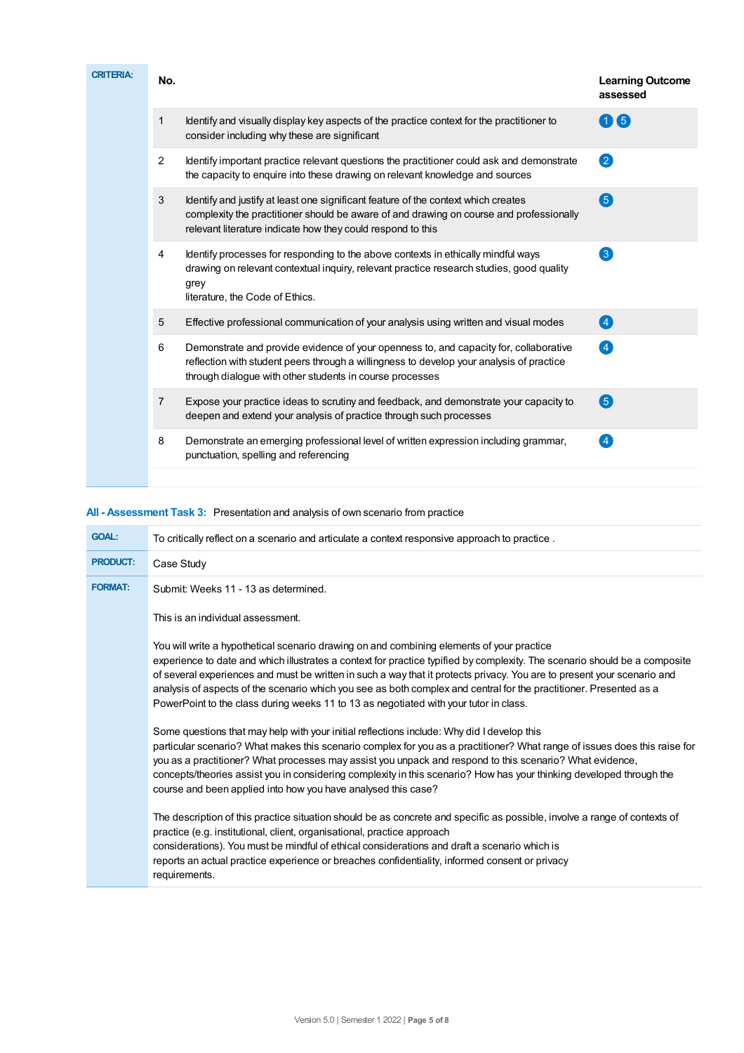**CRITERIA:**

| No. | | Learning Outcome assessed |
|---|---|---|
| 1 | Identify and visually display key aspects of the practice context for the practitioner to consider including why these are significant | 1 5 |
| 2 | Identify important practice relevant questions the practitioner could ask and demonstrate the capacity to enquire into these drawing on relevant knowledge and sources | 2 |
| 3 | Identify and justify at least one significant feature of the context which creates complexity the practitioner should be aware of and drawing on course and professionally relevant literature indicate how they could respond to this | 5 |
| 4 | Identify processes for responding to the above contexts in ethically mindful ways drawing on relevant contextual inquiry, relevant practice research studies, good quality grey literature, the Code of Ethics. | 3 |
| 5 | Effective professional communication of your analysis using written and visual modes | 4 |
| 6 | Demonstrate and provide evidence of your openness to, and capacity for, collaborative reflection with student peers through a willingness to develop your analysis of practice through dialogue with other students in course processes | 4 |
| 7 | Expose your practice ideas to scrutiny and feedback, and demonstrate your capacity to deepen and extend your analysis of practice through such processes | 5 |
| 8 | Demonstrate an emerging professional level of written expression including grammar, punctuation, spelling and referencing | 4 |

## All - Assessment Task 3: Presentation and analysis of own scenario from practice

**GOAL:** To critically reflect on a scenario and articulate a context responsive approach to practice .

**PRODUCT:** Case Study

**FORMAT:** Submit: Weeks 11 - 13 as determined.

This is an individual assessment.

You will write a hypothetical scenario drawing on and combining elements of your practice experience to date and which illustrates a context for practice typified by complexity. The scenario should be a composite of several experiences and must be written in such a way that it protects privacy. You are to present your scenario and analysis of aspects of the scenario which you see as both complex and central for the practitioner. Presented as a PowerPoint to the class during weeks 11 to 13 as negotiated with your tutor in class.

Some questions that may help with your initial reflections include: Why did I develop this particular scenario? What makes this scenario complex for you as a practitioner? What range of issues does this raise for you as a practitioner? What processes may assist you unpack and respond to this scenario? What evidence, concepts/theories assist you in considering complexity in this scenario? How has your thinking developed through the course and been applied into how you have analysed this case?

The description of this practice situation should be as concrete and specific as possible, involve a range of contexts of practice (e.g. institutional, client, organisational, practice approach considerations). You must be mindful of ethical considerations and draft a scenario which is reports an actual practice experience or breaches confidentiality, informed consent or privacy requirements.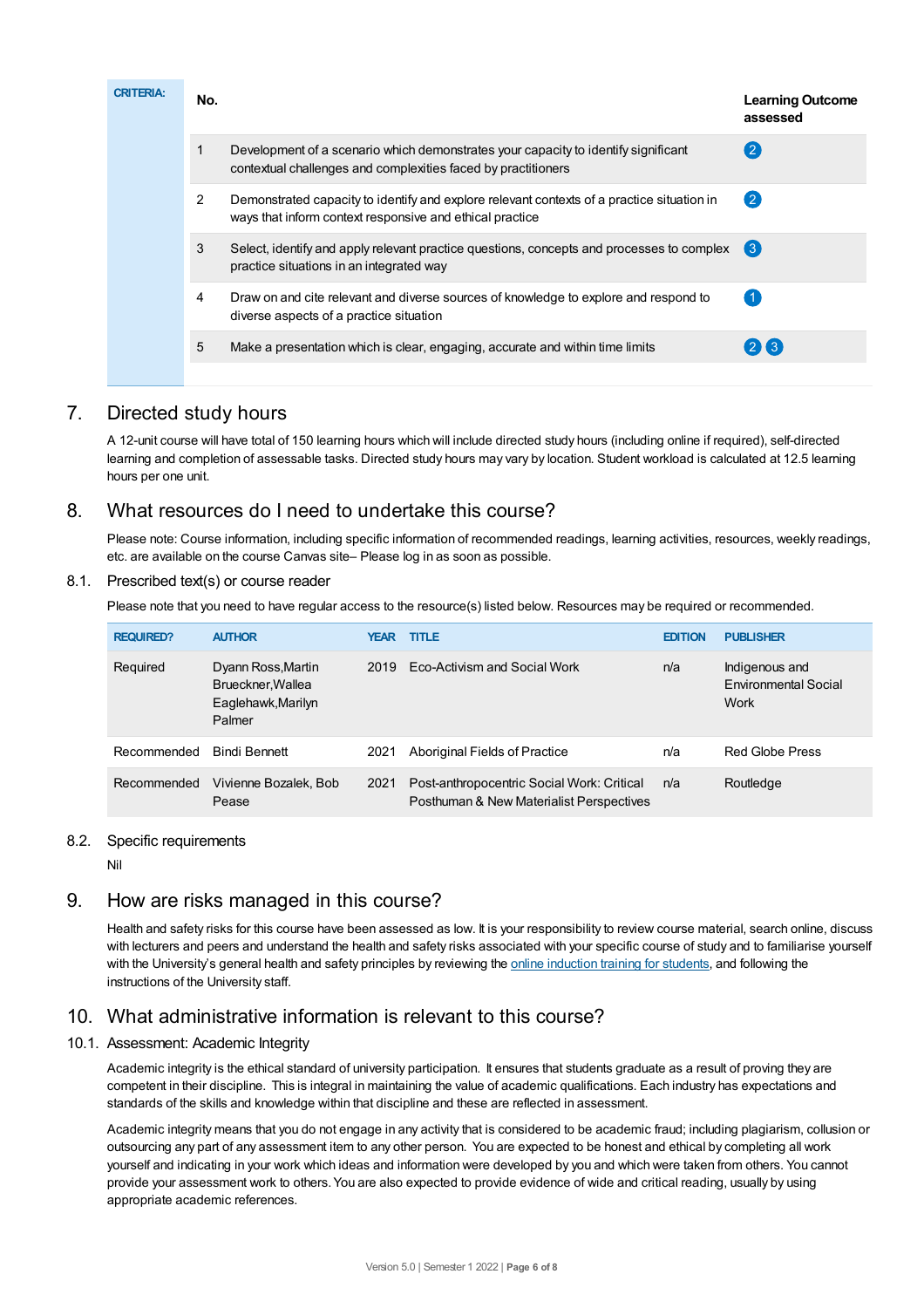**CRITERIA:**

| No. | | Learning Outcome assessed |
|---|---|---|
| 1 | Development of a scenario which demonstrates your capacity to identify significant contextual challenges and complexities faced by practitioners | 2 |
| 2 | Demonstrated capacity to identify and explore relevant contexts of a practice situation in ways that inform context responsive and ethical practice | 2 |
| 3 | Select, identify and apply relevant practice questions, concepts and processes to complex practice situations in an integrated way | 3 |
| 4 | Draw on and cite relevant and diverse sources of knowledge to explore and respond to diverse aspects of a practice situation | 1 |
| 5 | Make a presentation which is clear, engaging, accurate and within time limits | 2 3 |

## 7. Directed study hours

A 12-unit course will have total of 150 learning hours which will include directed study hours (including online if required), self-directed learning and completion of assessable tasks. Directed study hours may vary by location. Student workload is calculated at 12.5 learning hours per one unit.

## 8. What resources do I need to undertake this course?

Please note: Course information, including specific information of recommended readings, learning activities, resources, weekly readings, etc. are available on the course Canvas site– Please log in as soon as possible.

### 8.1. Prescribed text(s) or course reader

Please note that you need to have regular access to the resource(s) listed below. Resources may be required or recommended.

| REQUIRED? | AUTHOR | YEAR | TITLE | EDITION | PUBLISHER |
|---|---|---|---|---|---|
| Required | Dyann Ross,Martin Brueckner,Wallea Eaglehawk,Marilyn Palmer | 2019 | Eco-Activism and Social Work | n/a | Indigenous and Environmental Social Work |
| Recommended | Bindi Bennett | 2021 | Aboriginal Fields of Practice | n/a | Red Globe Press |
| Recommended | Vivienne Bozalek, Bob Pease | 2021 | Post-anthropocentric Social Work: Critical Posthuman & New Materialist Perspectives | n/a | Routledge |

### 8.2. Specific requirements

Nil

## 9. How are risks managed in this course?

Health and safety risks for this course have been assessed as low. It is your responsibility to review course material, search online, discuss with lecturers and peers and understand the health and safety risks associated with your specific course of study and to familiarise yourself with the University's general health and safety principles by reviewing the online induction training for students, and following the instructions of the University staff.

## 10. What administrative information is relevant to this course?

### 10.1. Assessment: Academic Integrity

Academic integrity is the ethical standard of university participation. It ensures that students graduate as a result of proving they are competent in their discipline. This is integral in maintaining the value of academic qualifications. Each industry has expectations and standards of the skills and knowledge within that discipline and these are reflected in assessment.

Academic integrity means that you do not engage in any activity that is considered to be academic fraud; including plagiarism, collusion or outsourcing any part of any assessment item to any other person. You are expected to be honest and ethical by completing all work yourself and indicating in your work which ideas and information were developed by you and which were taken from others. You cannot provide your assessment work to others. You are also expected to provide evidence of wide and critical reading, usually by using appropriate academic references.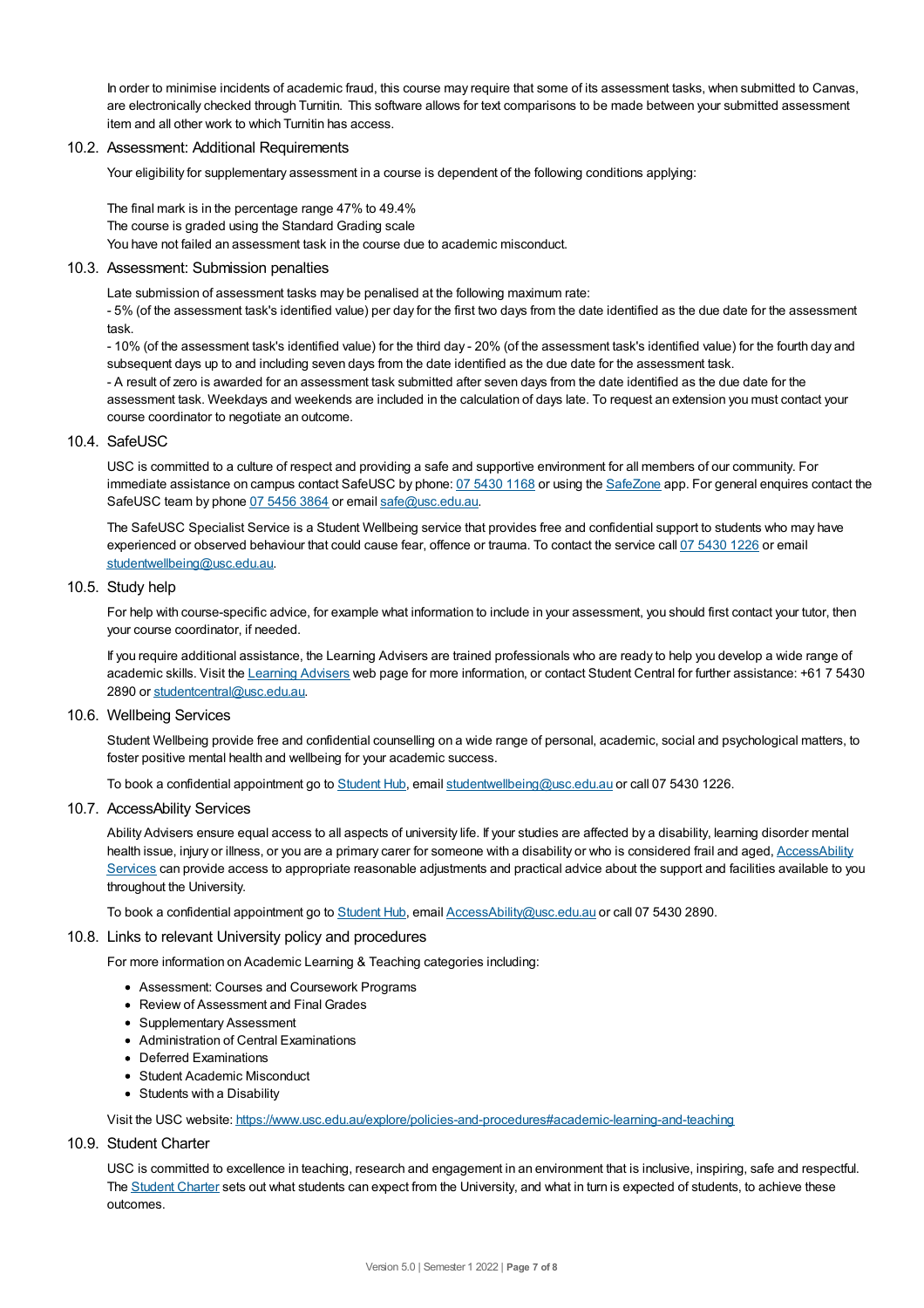In order to minimise incidents of academic fraud, this course may require that some of its assessment tasks, when submitted to Canvas, are electronically checked through Turnitin. This software allows for text comparisons to be made between your submitted assessment item and all other work to which Turnitin has access.

### 10.2. Assessment: Additional Requirements

Your eligibility for supplementary assessment in a course is dependent of the following conditions applying:

The final mark is in the percentage range 47% to 49.4%
The course is graded using the Standard Grading scale
You have not failed an assessment task in the course due to academic misconduct.

### 10.3. Assessment: Submission penalties

Late submission of assessment tasks may be penalised at the following maximum rate:
- 5% (of the assessment task's identified value) per day for the first two days from the date identified as the due date for the assessment task.
- 10% (of the assessment task's identified value) for the third day - 20% (of the assessment task's identified value) for the fourth day and subsequent days up to and including seven days from the date identified as the due date for the assessment task.
- A result of zero is awarded for an assessment task submitted after seven days from the date identified as the due date for the assessment task. Weekdays and weekends are included in the calculation of days late. To request an extension you must contact your course coordinator to negotiate an outcome.

### 10.4. SafeUSC

USC is committed to a culture of respect and providing a safe and supportive environment for all members of our community. For immediate assistance on campus contact SafeUSC by phone: 07 5430 1168 or using the SafeZone app. For general enquires contact the SafeUSC team by phone 07 5456 3864 or email safe@usc.edu.au.

The SafeUSC Specialist Service is a Student Wellbeing service that provides free and confidential support to students who may have experienced or observed behaviour that could cause fear, offence or trauma. To contact the service call 07 5430 1226 or email studentwellbeing@usc.edu.au.

### 10.5. Study help

For help with course-specific advice, for example what information to include in your assessment, you should first contact your tutor, then your course coordinator, if needed.

If you require additional assistance, the Learning Advisers are trained professionals who are ready to help you develop a wide range of academic skills. Visit the Learning Advisers web page for more information, or contact Student Central for further assistance: +61 7 5430 2890 or studentcentral@usc.edu.au.

### 10.6. Wellbeing Services

Student Wellbeing provide free and confidential counselling on a wide range of personal, academic, social and psychological matters, to foster positive mental health and wellbeing for your academic success.

To book a confidential appointment go to Student Hub, email studentwellbeing@usc.edu.au or call 07 5430 1226.

### 10.7. AccessAbility Services

Ability Advisers ensure equal access to all aspects of university life. If your studies are affected by a disability, learning disorder mental health issue, injury or illness, or you are a primary carer for someone with a disability or who is considered frail and aged, AccessAbility Services can provide access to appropriate reasonable adjustments and practical advice about the support and facilities available to you throughout the University.

To book a confidential appointment go to Student Hub, email AccessAbility@usc.edu.au or call 07 5430 2890.

### 10.8. Links to relevant University policy and procedures

For more information on Academic Learning & Teaching categories including:

- Assessment: Courses and Coursework Programs
- Review of Assessment and Final Grades
- Supplementary Assessment
- Administration of Central Examinations
- Deferred Examinations
- Student Academic Misconduct
- Students with a Disability

Visit the USC website: https://www.usc.edu.au/explore/policies-and-procedures#academic-learning-and-teaching

### 10.9. Student Charter

USC is committed to excellence in teaching, research and engagement in an environment that is inclusive, inspiring, safe and respectful. The Student Charter sets out what students can expect from the University, and what in turn is expected of students, to achieve these outcomes.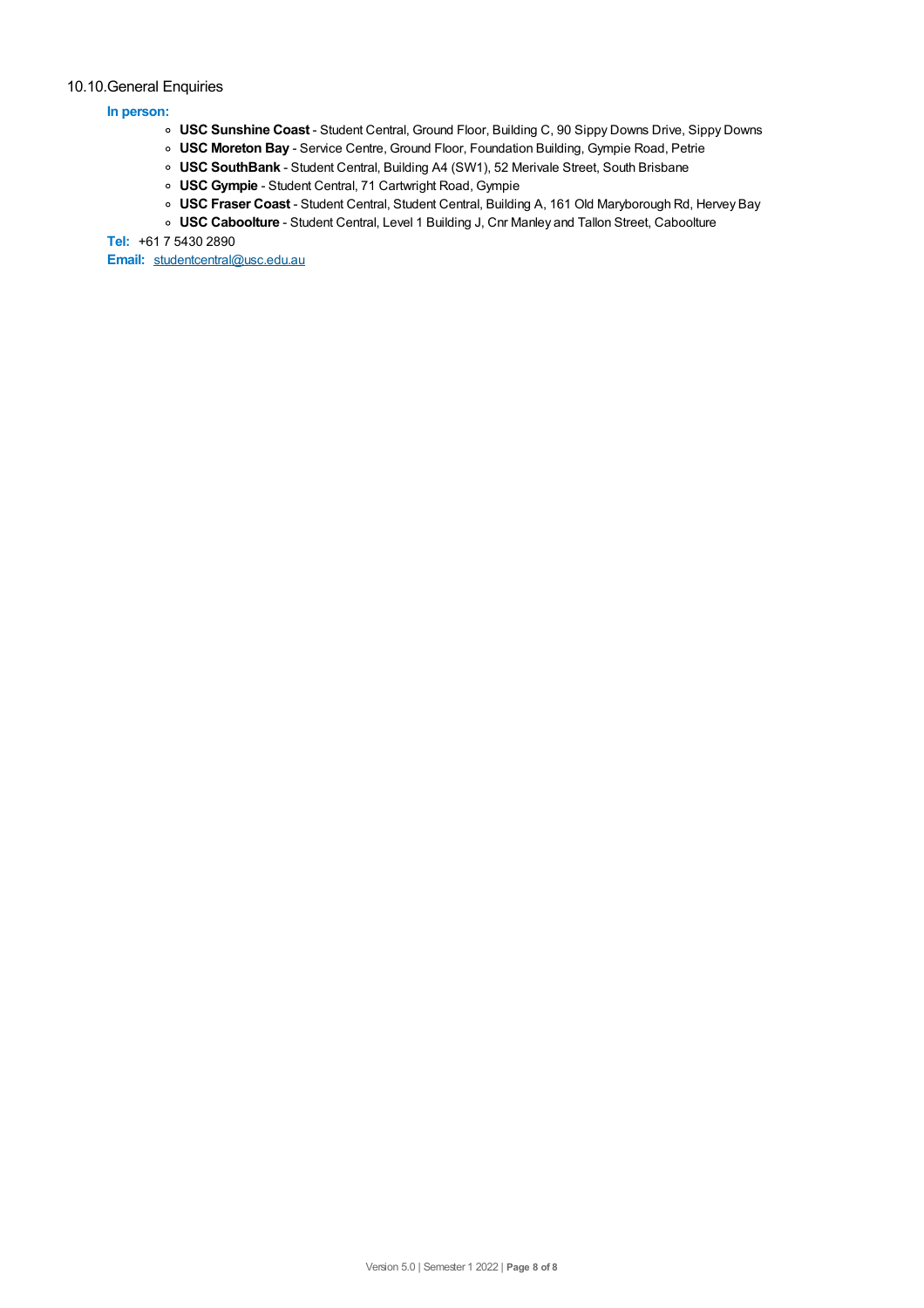## 10.10. General Enquiries

**In person:**

- **USC Sunshine Coast** - Student Central, Ground Floor, Building C, 90 Sippy Downs Drive, Sippy Downs
- **USC Moreton Bay** - Service Centre, Ground Floor, Foundation Building, Gympie Road, Petrie
- **USC SouthBank** - Student Central, Building A4 (SW1), 52 Merivale Street, South Brisbane
- **USC Gympie** - Student Central, 71 Cartwright Road, Gympie
- **USC Fraser Coast** - Student Central, Student Central, Building A, 161 Old Maryborough Rd, Hervey Bay
- **USC Caboolture** - Student Central, Level 1 Building J, Cnr Manley and Tallon Street, Caboolture

**Tel:** +61 7 5430 2890

**Email:** studentcentral@usc.edu.au